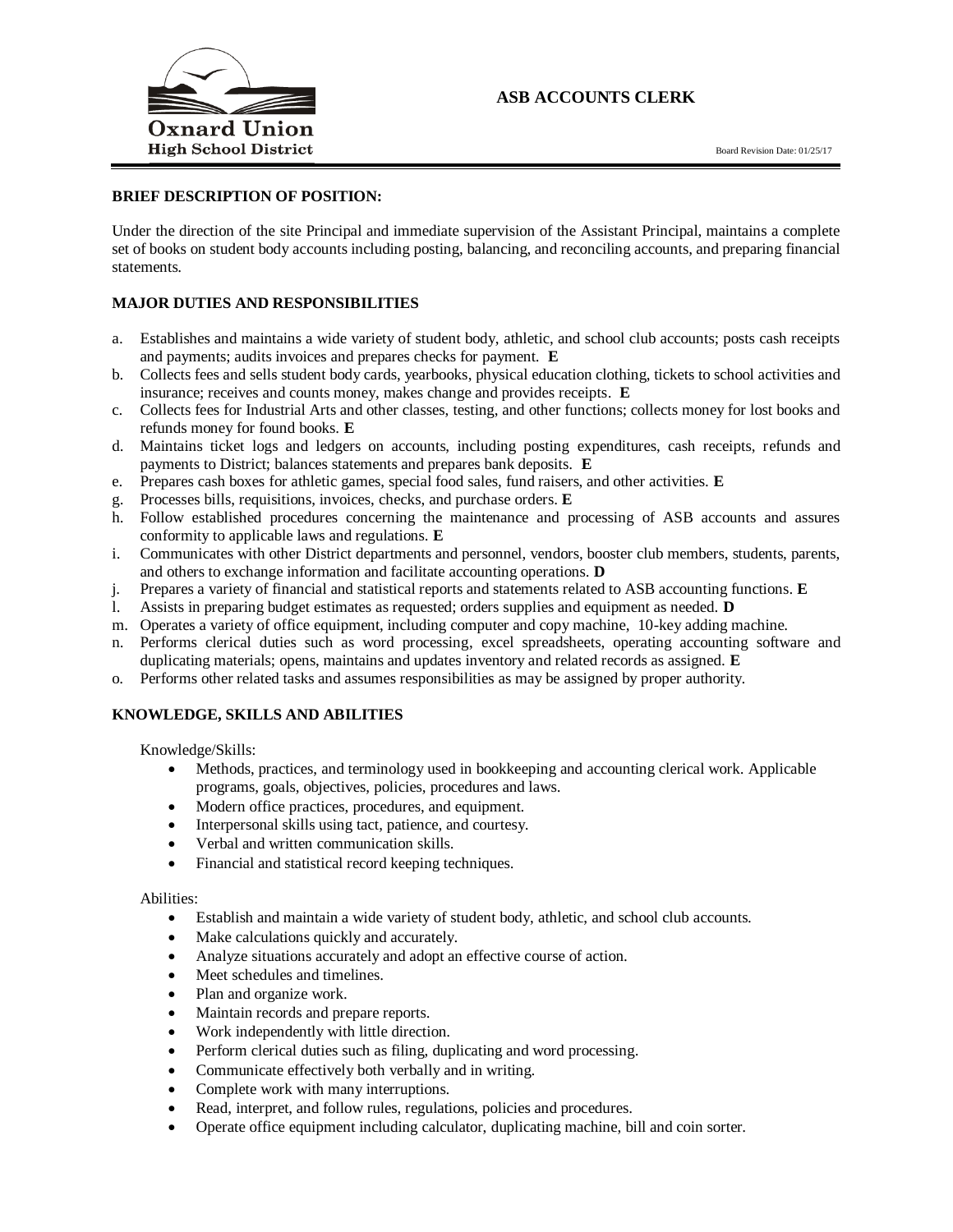Oxnard Union High School District

# ASB ACCOUNTS CLERK

Board Revision Date: 01/25/17

**BRIEF DESCRIPTION OF POSITION:**

Under the direction of the site Principal and immediate supervision of the Assistant Principal, maintains a complete set of books on student body accounts including posting, balancing, and reconciling accounts, and preparing financial statements.

**MAJOR DUTIES AND RESPONSIBILITIES**

a. Establishes and maintains a wide variety of student body, athletic, and school club accounts; posts cash receipts and payments; audits invoices and prepares checks for payment. **E**
b. Collects fees and sells student body cards, yearbooks, physical education clothing, tickets to school activities and insurance; receives and counts money, makes change and provides receipts. **E**
c. Collects fees for Industrial Arts and other classes, testing, and other functions; collects money for lost books and refunds money for found books. **E**
d. Maintains ticket logs and ledgers on accounts, including posting expenditures, cash receipts, refunds and payments to District; balances statements and prepares bank deposits. **E**
e. Prepares cash boxes for athletic games, special food sales, fund raisers, and other activities. **E**
g. Processes bills, requisitions, invoices, checks, and purchase orders. **E**
h. Follow established procedures concerning the maintenance and processing of ASB accounts and assures conformity to applicable laws and regulations. **E**
i. Communicates with other District departments and personnel, vendors, booster club members, students, parents, and others to exchange information and facilitate accounting operations. **D**
j. Prepares a variety of financial and statistical reports and statements related to ASB accounting functions. **E**
l. Assists in preparing budget estimates as requested; orders supplies and equipment as needed. **D**
m. Operates a variety of office equipment, including computer and copy machine, 10-key adding machine.
n. Performs clerical duties such as word processing, excel spreadsheets, operating accounting software and duplicating materials; opens, maintains and updates inventory and related records as assigned. **E**
o. Performs other related tasks and assumes responsibilities as may be assigned by proper authority.

**KNOWLEDGE, SKILLS AND ABILITIES**

Knowledge/Skills:

- Methods, practices, and terminology used in bookkeeping and accounting clerical work. Applicable programs, goals, objectives, policies, procedures and laws.
- Modern office practices, procedures, and equipment.
- Interpersonal skills using tact, patience, and courtesy.
- Verbal and written communication skills.
- Financial and statistical record keeping techniques.

Abilities:

- Establish and maintain a wide variety of student body, athletic, and school club accounts.
- Make calculations quickly and accurately.
- Analyze situations accurately and adopt an effective course of action.
- Meet schedules and timelines.
- Plan and organize work.
- Maintain records and prepare reports.
- Work independently with little direction.
- Perform clerical duties such as filing, duplicating and word processing.
- Communicate effectively both verbally and in writing.
- Complete work with many interruptions.
- Read, interpret, and follow rules, regulations, policies and procedures.
- Operate office equipment including calculator, duplicating machine, bill and coin sorter.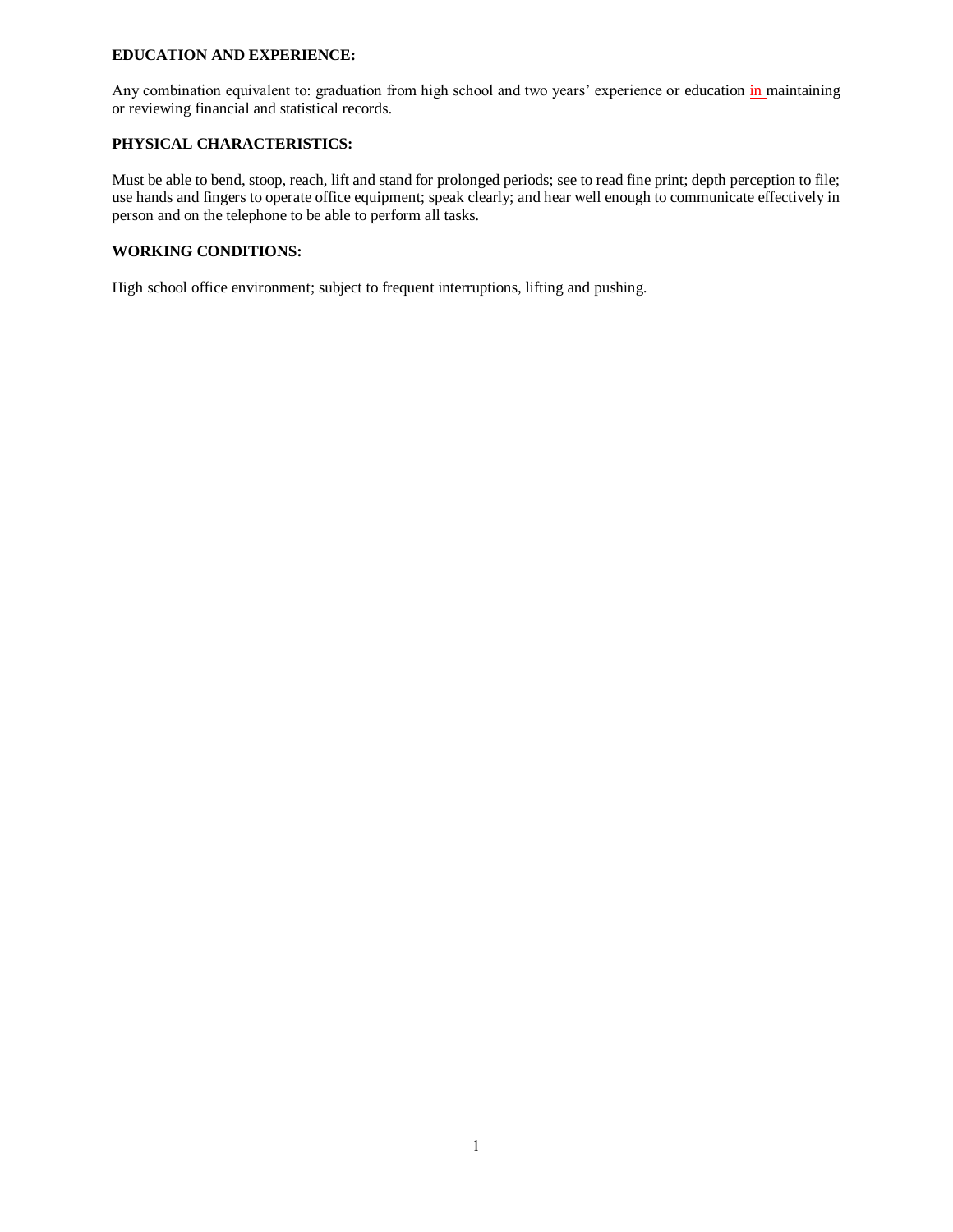**EDUCATION AND EXPERIENCE:**

Any combination equivalent to: graduation from high school and two years' experience or education in maintaining or reviewing financial and statistical records.

**PHYSICAL CHARACTERISTICS:**

Must be able to bend, stoop, reach, lift and stand for prolonged periods; see to read fine print; depth perception to file; use hands and fingers to operate office equipment; speak clearly; and hear well enough to communicate effectively in person and on the telephone to be able to perform all tasks.

**WORKING CONDITIONS:**

High school office environment; subject to frequent interruptions, lifting and pushing.